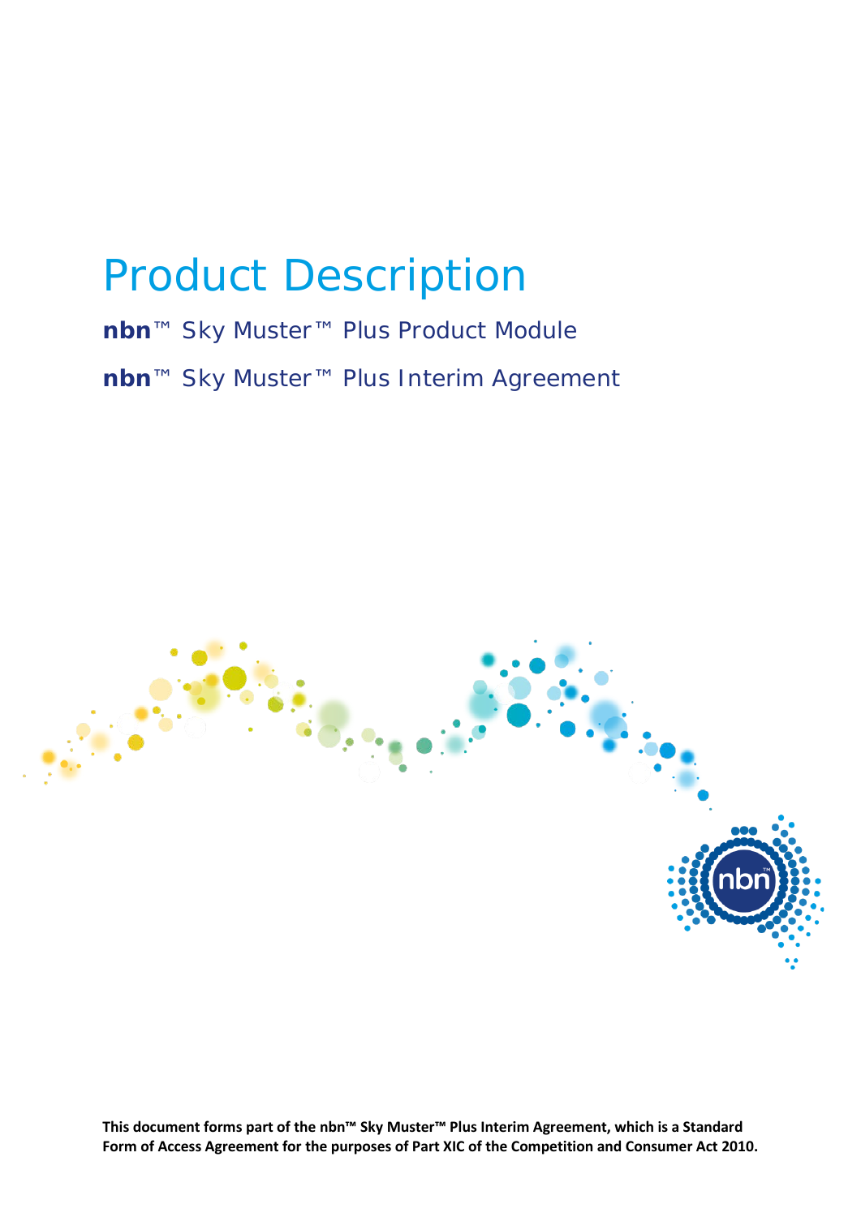# Product Description

## **nbn**™ Sky Muster™ Plus Product Module

## **nbn**™ Sky Muster™ Plus Interim Agreement

**This document forms part of the nbn™ Sky Muster™ Plus Interim Agreement, which is a Standard Form of Access Agreement for the purposes of Part XIC of the Competition and Consumer Act 2010.**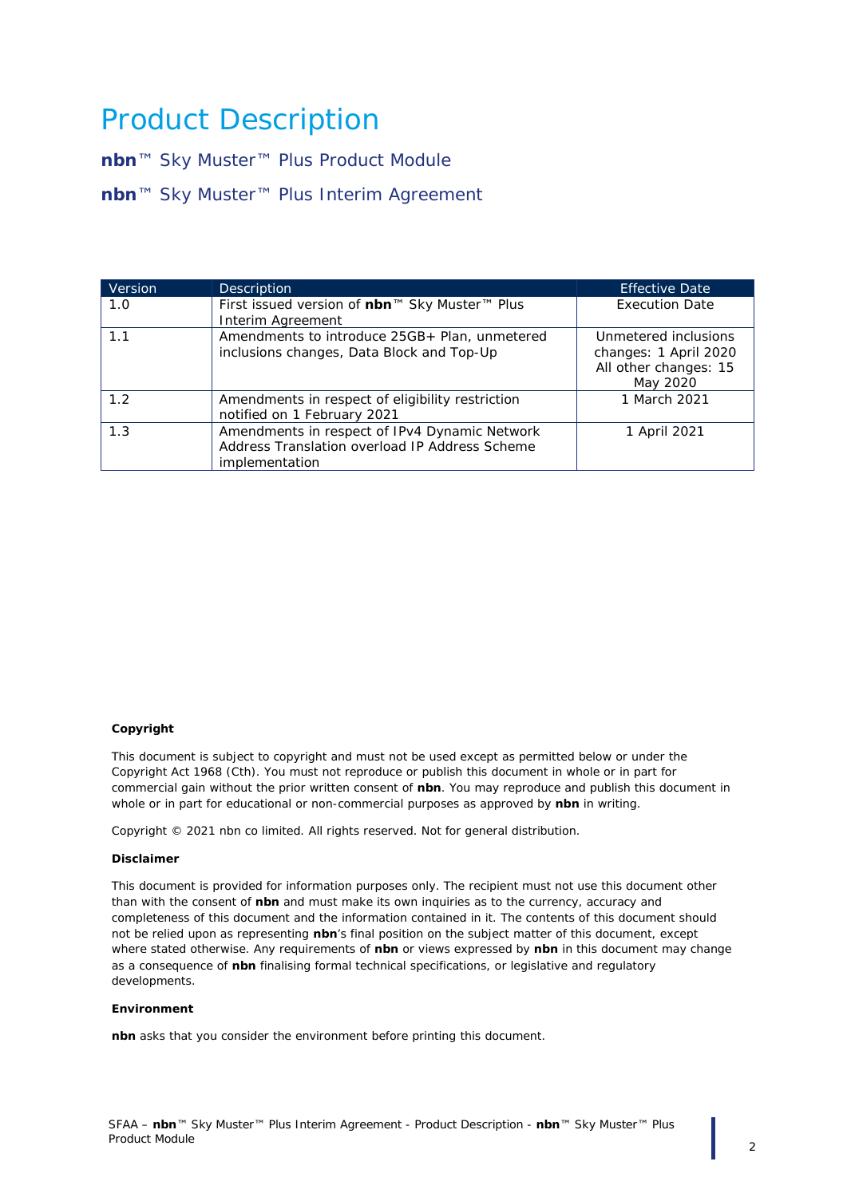# Product Description

## **nbn**™ Sky Muster™ Plus Product Module

## **nbn**™ Sky Muster™ Plus Interim Agreement

| Version | Description | Effective Date |
|---|---|---|
| 1.0 | First issued version of **nbn**™ Sky Muster™ Plus Interim Agreement | Execution Date |
| 1.1 | Amendments to introduce 25GB+ Plan, unmetered inclusions changes, Data Block and Top-Up | Unmetered inclusions changes: 1 April 2020<br>All other changes: 15 May 2020 |
| 1.2 | Amendments in respect of eligibility restriction notified on 1 February 2021 | 1 March 2021 |
| 1.3 | Amendments in respect of IPv4 Dynamic Network Address Translation overload IP Address Scheme implementation | 1 April 2021 |

**Copyright**

This document is subject to copyright and must not be used except as permitted below or under the Copyright Act 1968 (Cth). You must not reproduce or publish this document in whole or in part for commercial gain without the prior written consent of **nbn**. You may reproduce and publish this document in whole or in part for educational or non-commercial purposes as approved by **nbn** in writing.

Copyright © 2021 nbn co limited. All rights reserved. Not for general distribution.

**Disclaimer**

This document is provided for information purposes only. The recipient must not use this document other than with the consent of **nbn** and must make its own inquiries as to the currency, accuracy and completeness of this document and the information contained in it. The contents of this document should not be relied upon as representing **nbn**'s final position on the subject matter of this document, except where stated otherwise. Any requirements of **nbn** or views expressed by **nbn** in this document may change as a consequence of **nbn** finalising formal technical specifications, or legislative and regulatory developments.

**Environment**

**nbn** asks that you consider the environment before printing this document.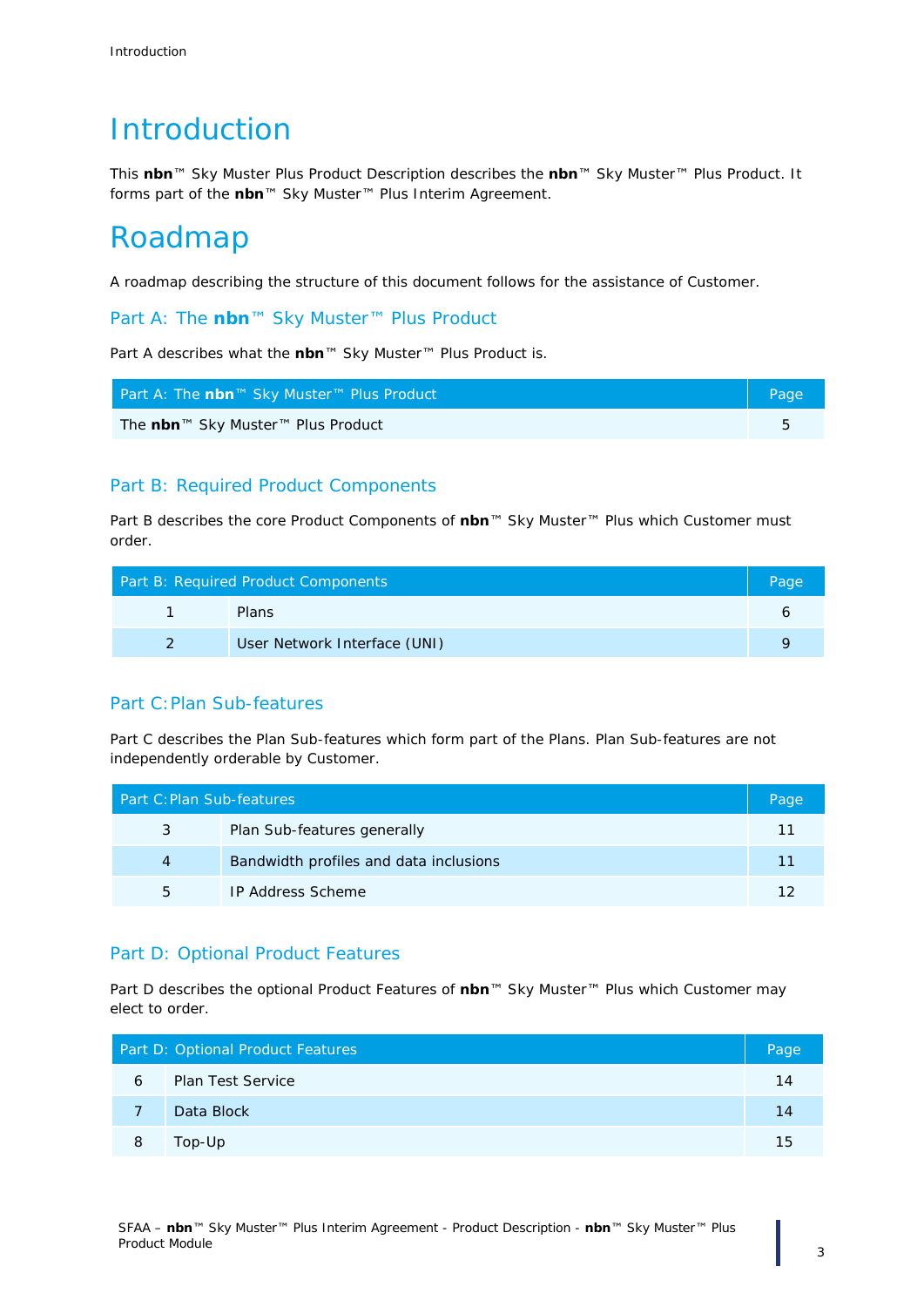# Introduction

This **nbn**™ Sky Muster Plus Product Description describes the **nbn**™ Sky Muster™ Plus Product. It forms part of the **nbn**™ Sky Muster™ Plus Interim Agreement.

# Roadmap

A roadmap describing the structure of this document follows for the assistance of Customer.

## Part A: The nbn™ Sky Muster™ Plus Product

Part A describes what the **nbn**™ Sky Muster™ Plus Product is.

| Part A: The **nbn**™ Sky Muster™ Plus Product | Page |
|---|---|
| The **nbn**™ Sky Muster™ Plus Product | 5 |

## Part B: Required Product Components

Part B describes the core Product Components of **nbn**™ Sky Muster™ Plus which Customer must order.

| Part B: Required Product Components | | Page |
|---|---|---|
| 1 | Plans | 6 |
| 2 | User Network Interface (UNI) | 9 |

## Part C: Plan Sub-features

Part C describes the Plan Sub-features which form part of the Plans. Plan Sub-features are not independently orderable by Customer.

| Part C: Plan Sub-features | | Page |
|---|---|---|
| 3 | Plan Sub-features generally | 11 |
| 4 | Bandwidth profiles and data inclusions | 11 |
| 5 | IP Address Scheme | 12 |

## Part D: Optional Product Features

Part D describes the optional Product Features of **nbn**™ Sky Muster™ Plus which Customer may elect to order.

| Part D: Optional Product Features | | Page |
|---|---|---|
| 6 | Plan Test Service | 14 |
| 7 | Data Block | 14 |
| 8 | Top-Up | 15 |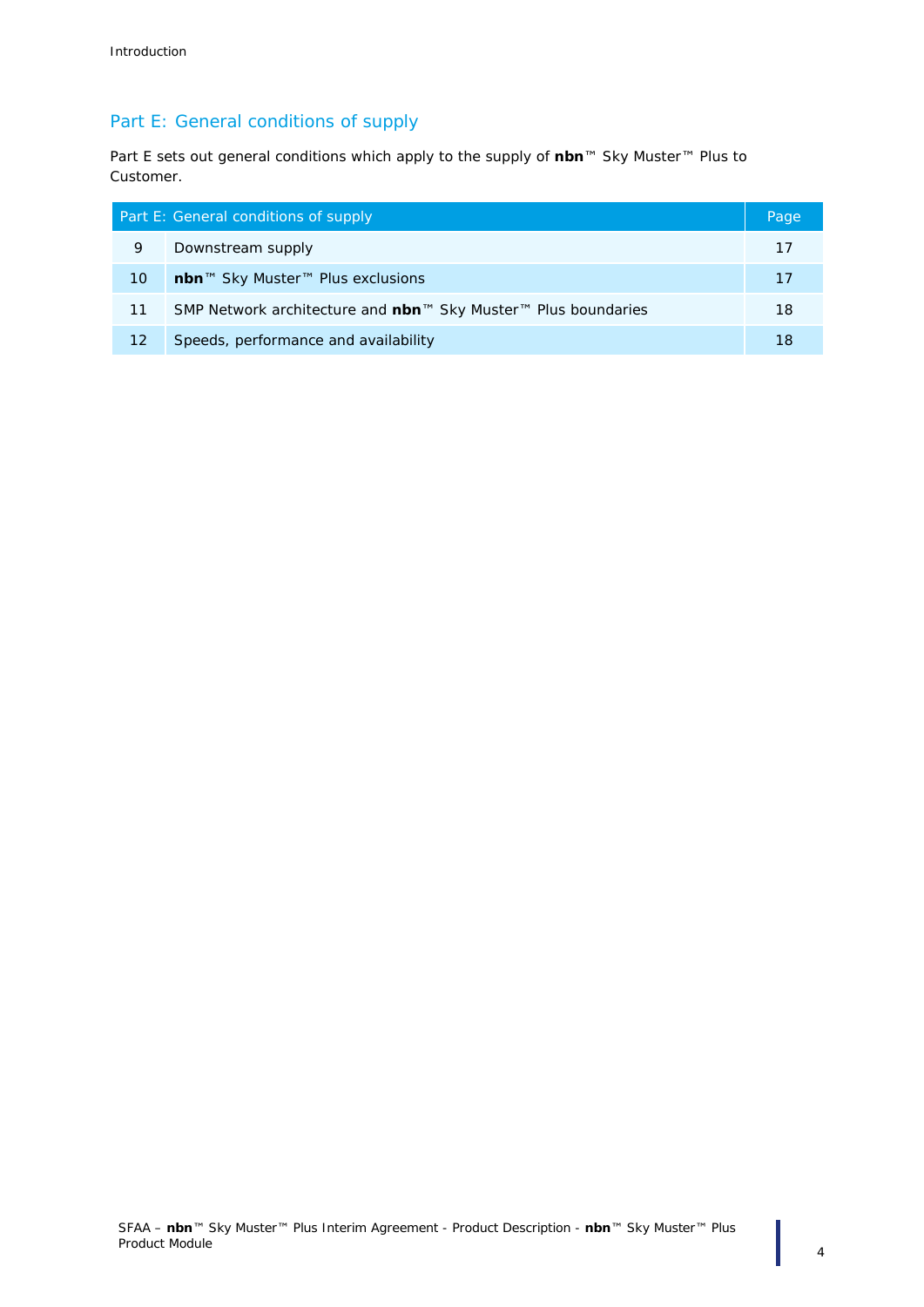## Part E: General conditions of supply

Part E sets out general conditions which apply to the supply of **nbn**™ Sky Muster™ Plus to Customer.

| Part E: General conditions of supply | | Page |
|---|---|---|
| 9 | Downstream supply | 17 |
| 10 | **nbn**™ Sky Muster™ Plus exclusions | 17 |
| 11 | SMP Network architecture and **nbn**™ Sky Muster™ Plus boundaries | 18 |
| 12 | Speeds, performance and availability | 18 |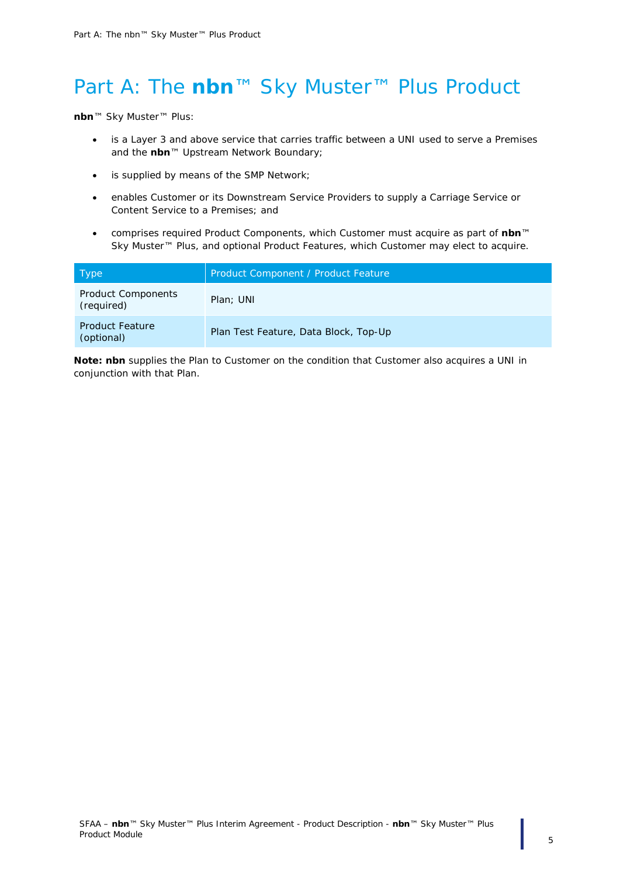# Part A: The **nbn**™ Sky Muster™ Plus Product

**nbn**™ Sky Muster™ Plus:

- is a Layer 3 and above service that carries traffic between a UNI used to serve a Premises and the **nbn**™ Upstream Network Boundary;
- is supplied by means of the SMP Network;
- enables Customer or its Downstream Service Providers to supply a Carriage Service or Content Service to a Premises; and
- comprises required Product Components, which Customer must acquire as part of **nbn**™ Sky Muster™ Plus, and optional Product Features, which Customer may elect to acquire.

| Type | Product Component / Product Feature |
|---|---|
| Product Components (required) | Plan; UNI |
| Product Feature (optional) | Plan Test Feature, Data Block, Top-Up |

**Note: nbn** supplies the Plan to Customer on the condition that Customer also acquires a UNI in conjunction with that Plan.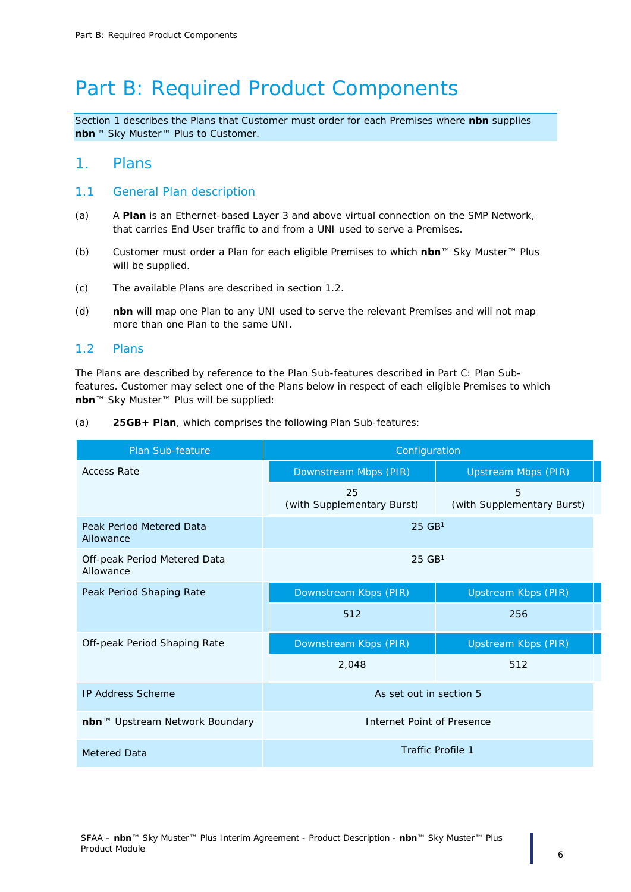# Part B: Required Product Components

Section 1 describes the Plans that Customer must order for each Premises where **nbn** supplies **nbn**™ Sky Muster™ Plus to Customer.

## 1. Plans

### 1.1 General Plan description

(a) A **Plan** is an Ethernet-based Layer 3 and above virtual connection on the SMP Network, that carries End User traffic to and from a UNI used to serve a Premises.

(b) Customer must order a Plan for each eligible Premises to which **nbn**™ Sky Muster™ Plus will be supplied.

(c) The available Plans are described in section 1.2.

(d) **nbn** will map one Plan to any UNI used to serve the relevant Premises and will not map more than one Plan to the same UNI.

### 1.2 Plans

The Plans are described by reference to the Plan Sub-features described in Part C: Plan Sub-features. Customer may select one of the Plans below in respect of each eligible Premises to which **nbn**™ Sky Muster™ Plus will be supplied:

(a) **25GB+ Plan**, which comprises the following Plan Sub-features:

| Plan Sub-feature | Configuration | |
|---|---|---|
| Access Rate | Downstream Mbps (PIR) | Upstream Mbps (PIR) |
| | 25 (with Supplementary Burst) | 5 (with Supplementary Burst) |
| Peak Period Metered Data Allowance | 25 GB[1] | |
| Off-peak Period Metered Data Allowance | 25 GB[1] | |
| Peak Period Shaping Rate | Downstream Kbps (PIR) | Upstream Kbps (PIR) |
| | 512 | 256 |
| Off-peak Period Shaping Rate | Downstream Kbps (PIR) | Upstream Kbps (PIR) |
| | 2,048 | 512 |
| IP Address Scheme | As set out in section 5 | |
| **nbn**™ Upstream Network Boundary | Internet Point of Presence | |
| Metered Data | Traffic Profile 1 | |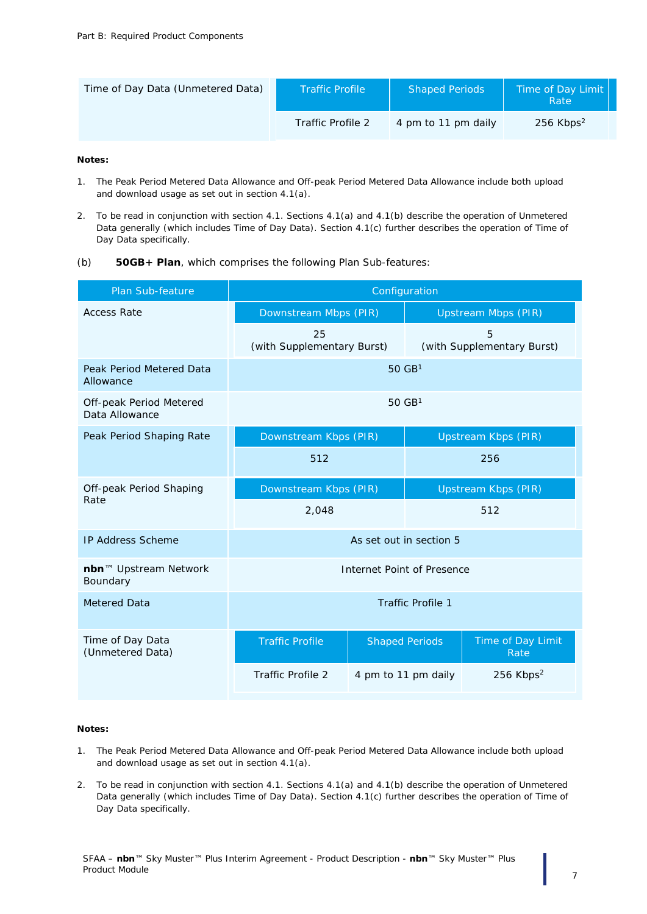Part B: Required Product Components

| Time of Day Data (Unmetered Data) | Traffic Profile | Shaped Periods | Time of Day Limit Rate |
|---|---|---|---|
| | Traffic Profile 2 | 4 pm to 11 pm daily | 256 Kbps[2] |

**Notes:**

1. The Peak Period Metered Data Allowance and Off-peak Period Metered Data Allowance include both upload and download usage as set out in section 4.1(a).
2. To be read in conjunction with section 4.1. Sections 4.1(a) and 4.1(b) describe the operation of Unmetered Data generally (which includes Time of Day Data). Section 4.1(c) further describes the operation of Time of Day Data specifically.

(b) **50GB+ Plan**, which comprises the following Plan Sub-features:

| Plan Sub-feature | Configuration | | |
|---|---|---|---|
| Access Rate | Downstream Mbps (PIR) | Upstream Mbps (PIR) | |
| | 25 (with Supplementary Burst) | 5 (with Supplementary Burst) | |
| Peak Period Metered Data Allowance | 50 GB[1] | | |
| Off-peak Period Metered Data Allowance | 50 GB[1] | | |
| Peak Period Shaping Rate | Downstream Kbps (PIR) | Upstream Kbps (PIR) | |
| | 512 | 256 | |
| Off-peak Period Shaping Rate | Downstream Kbps (PIR) | Upstream Kbps (PIR) | |
| | 2,048 | 512 | |
| IP Address Scheme | As set out in section 5 | | |
| **nbn**™ Upstream Network Boundary | Internet Point of Presence | | |
| Metered Data | Traffic Profile 1 | | |
| Time of Day Data (Unmetered Data) | Traffic Profile | Shaped Periods | Time of Day Limit Rate |
| | Traffic Profile 2 | 4 pm to 11 pm daily | 256 Kbps[2] |

**Notes:**

1. The Peak Period Metered Data Allowance and Off-peak Period Metered Data Allowance include both upload and download usage as set out in section 4.1(a).
2. To be read in conjunction with section 4.1. Sections 4.1(a) and 4.1(b) describe the operation of Unmetered Data generally (which includes Time of Day Data). Section 4.1(c) further describes the operation of Time of Day Data specifically.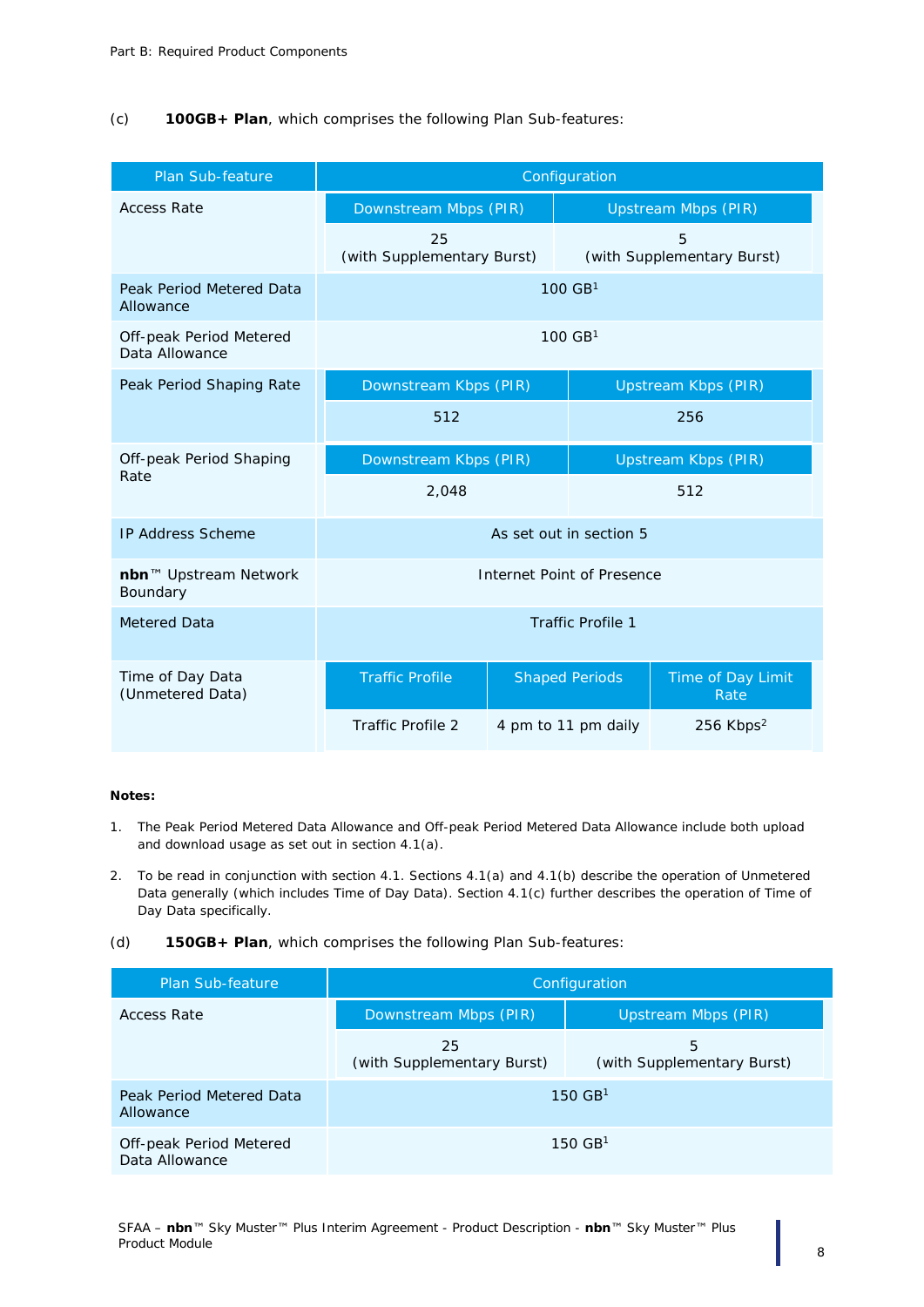(c) **100GB+ Plan**, which comprises the following Plan Sub-features:

| Plan Sub-feature | Configuration | | |
|---|---|---|---|
| Access Rate | Downstream Mbps (PIR) | Upstream Mbps (PIR) | |
| | 25 (with Supplementary Burst) | 5 (with Supplementary Burst) | |
| Peak Period Metered Data Allowance | 100 GB[1] | | |
| Off-peak Period Metered Data Allowance | 100 GB[1] | | |
| Peak Period Shaping Rate | Downstream Kbps (PIR) | Upstream Kbps (PIR) | |
| | 512 | 256 | |
| Off-peak Period Shaping Rate | Downstream Kbps (PIR) | Upstream Kbps (PIR) | |
| | 2,048 | 512 | |
| IP Address Scheme | As set out in section 5 | | |
| **nbn**™ Upstream Network Boundary | Internet Point of Presence | | |
| Metered Data | Traffic Profile 1 | | |
| Time of Day Data (Unmetered Data) | Traffic Profile | Shaped Periods | Time of Day Limit Rate |
| | Traffic Profile 2 | 4 pm to 11 pm daily | 256 Kbps[2] |

**Notes:**

1. The Peak Period Metered Data Allowance and Off-peak Period Metered Data Allowance include both upload and download usage as set out in section 4.1(a).
2. To be read in conjunction with section 4.1. Sections 4.1(a) and 4.1(b) describe the operation of Unmetered Data generally (which includes Time of Day Data). Section 4.1(c) further describes the operation of Time of Day Data specifically.

(d) **150GB+ Plan**, which comprises the following Plan Sub-features:

| Plan Sub-feature | Configuration | |
|---|---|---|
| Access Rate | Downstream Mbps (PIR) | Upstream Mbps (PIR) |
| | 25 (with Supplementary Burst) | 5 (with Supplementary Burst) |
| Peak Period Metered Data Allowance | 150 GB[1] | |
| Off-peak Period Metered Data Allowance | 150 GB[1] | |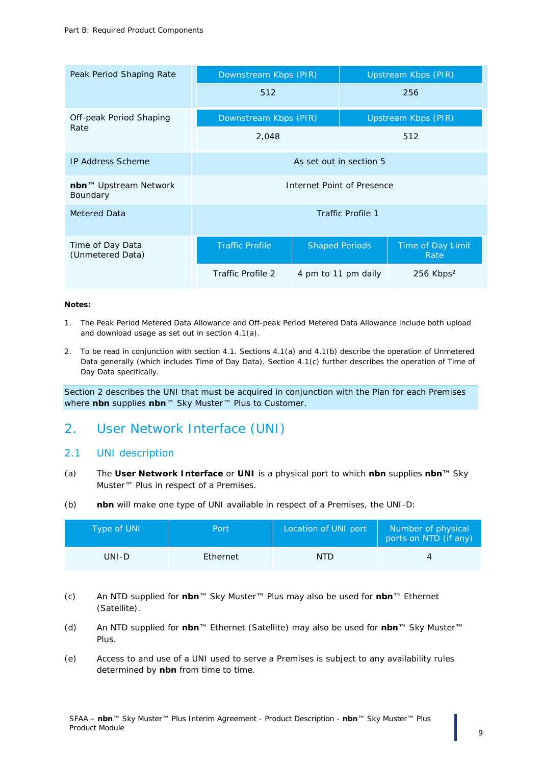| Peak Period Shaping Rate | Downstream Kbps (PIR) | Upstream Kbps (PIR) | |
|---|---|---|---|
| | 512 | 256 | |
| Off-peak Period Shaping Rate | Downstream Kbps (PIR) | Upstream Kbps (PIR) | |
| | 2,048 | 512 | |
| IP Address Scheme | As set out in section 5 | | |
| **nbn**™ Upstream Network Boundary | Internet Point of Presence | | |
| Metered Data | Traffic Profile 1 | | |
| Time of Day Data (Unmetered Data) | Traffic Profile | Shaped Periods | Time of Day Limit Rate |
| | Traffic Profile 2 | 4 pm to 11 pm daily | 256 Kbps[2] |

**Notes:**

1. The Peak Period Metered Data Allowance and Off-peak Period Metered Data Allowance include both upload and download usage as set out in section 4.1(a).
2. To be read in conjunction with section 4.1. Sections 4.1(a) and 4.1(b) describe the operation of Unmetered Data generally (which includes Time of Day Data). Section 4.1(c) further describes the operation of Time of Day Data specifically.

Section 2 describes the UNI that must be acquired in conjunction with the Plan for each Premises where **nbn** supplies **nbn**™ Sky Muster™ Plus to Customer.

# 2. User Network Interface (UNI)

## 2.1 UNI description

(a) The **User Network Interface** or **UNI** is a physical port to which **nbn** supplies **nbn**™ Sky Muster™ Plus in respect of a Premises.

(b) **nbn** will make one type of UNI available in respect of a Premises, the UNI-D:

| Type of UNI | Port | Location of UNI port | Number of physical ports on NTD (if any) |
|---|---|---|---|
| UNI-D | Ethernet | NTD | 4 |

(c) An NTD supplied for **nbn**™ Sky Muster™ Plus may also be used for **nbn**™ Ethernet (Satellite).

(d) An NTD supplied for **nbn**™ Ethernet (Satellite) may also be used for **nbn**™ Sky Muster™ Plus.

(e) Access to and use of a UNI used to serve a Premises is subject to any availability rules determined by **nbn** from time to time.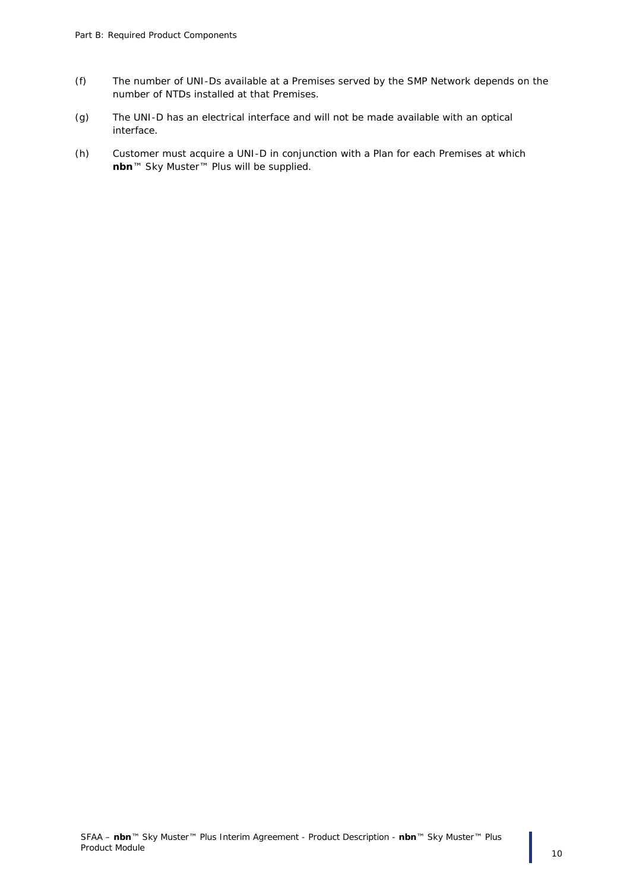(f) The number of UNI-Ds available at a Premises served by the SMP Network depends on the number of NTDs installed at that Premises.

(g) The UNI-D has an electrical interface and will not be made available with an optical interface.

(h) Customer must acquire a UNI-D in conjunction with a Plan for each Premises at which **nbn**™ Sky Muster™ Plus will be supplied.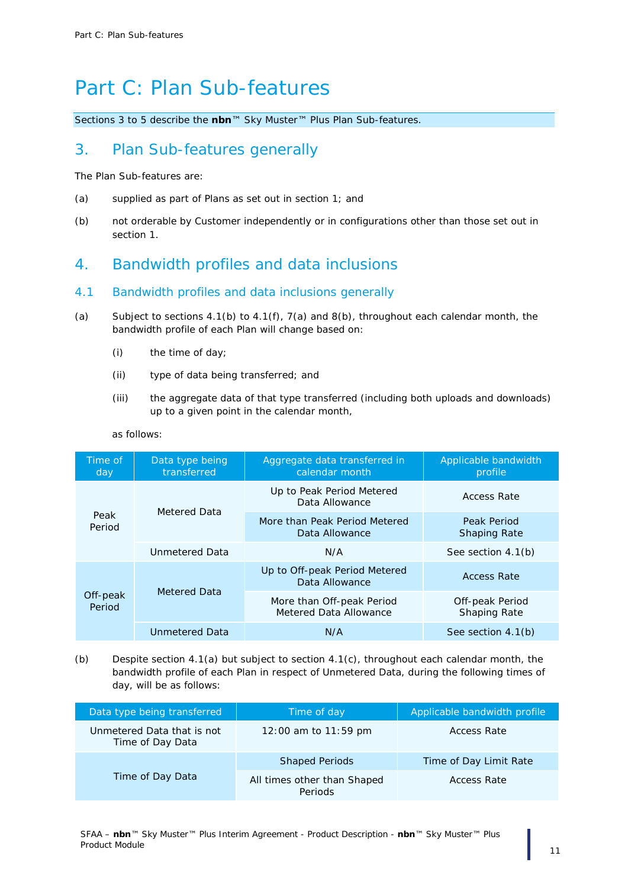# Part C: Plan Sub-features

Sections 3 to 5 describe the **nbn**™ Sky Muster™ Plus Plan Sub-features.

## 3. Plan Sub-features generally

The Plan Sub-features are:

(a) supplied as part of Plans as set out in section 1; and

(b) not orderable by Customer independently or in configurations other than those set out in section 1.

## 4. Bandwidth profiles and data inclusions

### 4.1 Bandwidth profiles and data inclusions generally

(a) Subject to sections 4.1(b) to 4.1(f), 7(a) and 8(b), throughout each calendar month, the bandwidth profile of each Plan will change based on:

  (i) the time of day;

  (ii) type of data being transferred; and

  (iii) the aggregate data of that type transferred (including both uploads and downloads) up to a given point in the calendar month,

as follows:

| Time of day | Data type being transferred | Aggregate data transferred in calendar month | Applicable bandwidth profile |
|---|---|---|---|
| Peak Period | Metered Data | Up to Peak Period Metered Data Allowance | Access Rate |
| | | More than Peak Period Metered Data Allowance | Peak Period Shaping Rate |
| | Unmetered Data | N/A | See section 4.1(b) |
| Off-peak Period | Metered Data | Up to Off-peak Period Metered Data Allowance | Access Rate |
| | | More than Off-peak Period Metered Data Allowance | Off-peak Period Shaping Rate |
| | Unmetered Data | N/A | See section 4.1(b) |

(b) Despite section 4.1(a) but subject to section 4.1(c), throughout each calendar month, the bandwidth profile of each Plan in respect of Unmetered Data, during the following times of day, will be as follows:

| Data type being transferred | Time of day | Applicable bandwidth profile |
|---|---|---|
| Unmetered Data that is not Time of Day Data | 12:00 am to 11:59 pm | Access Rate |
| Time of Day Data | Shaped Periods | Time of Day Limit Rate |
| | All times other than Shaped Periods | Access Rate |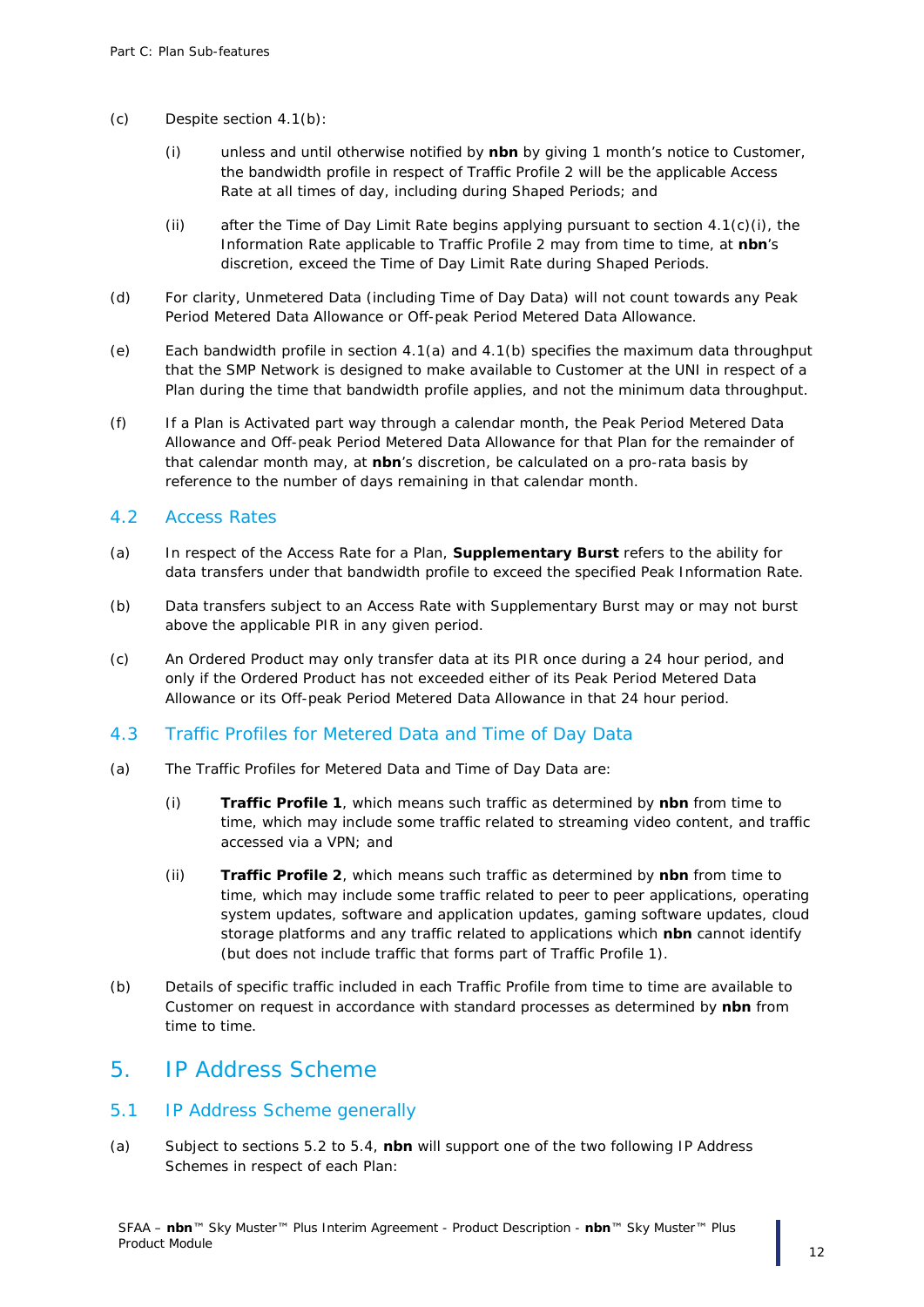(c) Despite section 4.1(b):

(i) unless and until otherwise notified by **nbn** by giving 1 month's notice to Customer, the bandwidth profile in respect of Traffic Profile 2 will be the applicable Access Rate at all times of day, including during Shaped Periods; and

(ii) after the Time of Day Limit Rate begins applying pursuant to section 4.1(c)(i), the Information Rate applicable to Traffic Profile 2 may from time to time, at **nbn**'s discretion, exceed the Time of Day Limit Rate during Shaped Periods.

(d) For clarity, Unmetered Data (including Time of Day Data) will not count towards any Peak Period Metered Data Allowance or Off-peak Period Metered Data Allowance.

(e) Each bandwidth profile in section 4.1(a) and 4.1(b) specifies the maximum data throughput that the SMP Network is designed to make available to Customer at the UNI in respect of a Plan during the time that bandwidth profile applies, and not the minimum data throughput.

(f) If a Plan is Activated part way through a calendar month, the Peak Period Metered Data Allowance and Off-peak Period Metered Data Allowance for that Plan for the remainder of that calendar month may, at **nbn**'s discretion, be calculated on a pro-rata basis by reference to the number of days remaining in that calendar month.

### 4.2 Access Rates

(a) In respect of the Access Rate for a Plan, **Supplementary Burst** refers to the ability for data transfers under that bandwidth profile to exceed the specified Peak Information Rate.

(b) Data transfers subject to an Access Rate with Supplementary Burst may or may not burst above the applicable PIR in any given period.

(c) An Ordered Product may only transfer data at its PIR once during a 24 hour period, and only if the Ordered Product has not exceeded either of its Peak Period Metered Data Allowance or its Off-peak Period Metered Data Allowance in that 24 hour period.

### 4.3 Traffic Profiles for Metered Data and Time of Day Data

(a) The Traffic Profiles for Metered Data and Time of Day Data are:

(i) **Traffic Profile 1**, which means such traffic as determined by **nbn** from time to time, which may include some traffic related to streaming video content, and traffic accessed via a VPN; and

(ii) **Traffic Profile 2**, which means such traffic as determined by **nbn** from time to time, which may include some traffic related to peer to peer applications, operating system updates, software and application updates, gaming software updates, cloud storage platforms and any traffic related to applications which **nbn** cannot identify (but does not include traffic that forms part of Traffic Profile 1).

(b) Details of specific traffic included in each Traffic Profile from time to time are available to Customer on request in accordance with standard processes as determined by **nbn** from time to time.

## 5. IP Address Scheme

### 5.1 IP Address Scheme generally

(a) Subject to sections 5.2 to 5.4, **nbn** will support one of the two following IP Address Schemes in respect of each Plan: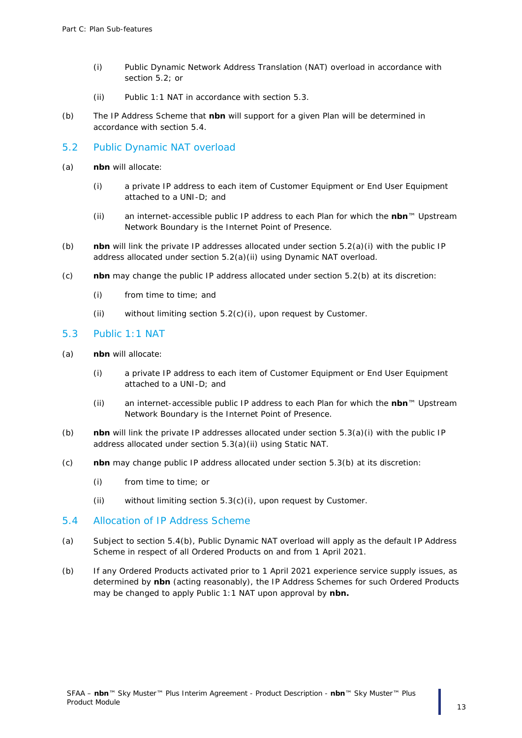(i) Public Dynamic Network Address Translation (NAT) overload in accordance with section 5.2; or

(ii) Public 1:1 NAT in accordance with section 5.3.

(b) The IP Address Scheme that **nbn** will support for a given Plan will be determined in accordance with section 5.4.

## 5.2 Public Dynamic NAT overload

(a) **nbn** will allocate:

(i) a private IP address to each item of Customer Equipment or End User Equipment attached to a UNI-D; and

(ii) an internet-accessible public IP address to each Plan for which the **nbn**™ Upstream Network Boundary is the Internet Point of Presence.

(b) **nbn** will link the private IP addresses allocated under section 5.2(a)(i) with the public IP address allocated under section 5.2(a)(ii) using Dynamic NAT overload.

(c) **nbn** may change the public IP address allocated under section 5.2(b) at its discretion:

(i) from time to time; and

(ii) without limiting section 5.2(c)(i), upon request by Customer.

## 5.3 Public 1:1 NAT

(a) **nbn** will allocate:

(i) a private IP address to each item of Customer Equipment or End User Equipment attached to a UNI-D; and

(ii) an internet-accessible public IP address to each Plan for which the **nbn**™ Upstream Network Boundary is the Internet Point of Presence.

(b) **nbn** will link the private IP addresses allocated under section 5.3(a)(i) with the public IP address allocated under section 5.3(a)(ii) using Static NAT.

(c) **nbn** may change public IP address allocated under section 5.3(b) at its discretion:

(i) from time to time; or

(ii) without limiting section 5.3(c)(i), upon request by Customer.

## 5.4 Allocation of IP Address Scheme

(a) Subject to section 5.4(b), Public Dynamic NAT overload will apply as the default IP Address Scheme in respect of all Ordered Products on and from 1 April 2021.

(b) If any Ordered Products activated prior to 1 April 2021 experience service supply issues, as determined by **nbn** (acting reasonably), the IP Address Schemes for such Ordered Products may be changed to apply Public 1:1 NAT upon approval by **nbn.**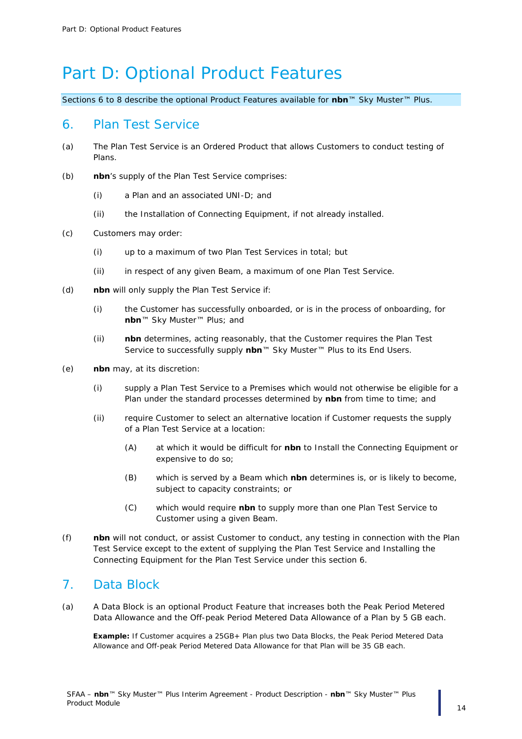# Part D: Optional Product Features

Sections 6 to 8 describe the optional Product Features available for **nbn**™ Sky Muster™ Plus.

## 6. Plan Test Service

(a) The Plan Test Service is an Ordered Product that allows Customers to conduct testing of Plans.

(b) **nbn**'s supply of the Plan Test Service comprises:

  (i) a Plan and an associated UNI-D; and

  (ii) the Installation of Connecting Equipment, if not already installed.

(c) Customers may order:

  (i) up to a maximum of two Plan Test Services in total; but

  (ii) in respect of any given Beam, a maximum of one Plan Test Service.

(d) **nbn** will only supply the Plan Test Service if:

  (i) the Customer has successfully onboarded, or is in the process of onboarding, for **nbn**™ Sky Muster™ Plus; and

  (ii) **nbn** determines, acting reasonably, that the Customer requires the Plan Test Service to successfully supply **nbn**™ Sky Muster™ Plus to its End Users.

(e) **nbn** may, at its discretion:

  (i) supply a Plan Test Service to a Premises which would not otherwise be eligible for a Plan under the standard processes determined by **nbn** from time to time; and

  (ii) require Customer to select an alternative location if Customer requests the supply of a Plan Test Service at a location:

    (A) at which it would be difficult for **nbn** to Install the Connecting Equipment or expensive to do so;

    (B) which is served by a Beam which **nbn** determines is, or is likely to become, subject to capacity constraints; or

    (C) which would require **nbn** to supply more than one Plan Test Service to Customer using a given Beam.

(f) **nbn** will not conduct, or assist Customer to conduct, any testing in connection with the Plan Test Service except to the extent of supplying the Plan Test Service and Installing the Connecting Equipment for the Plan Test Service under this section 6.

## 7. Data Block

(a) A Data Block is an optional Product Feature that increases both the Peak Period Metered Data Allowance and the Off-peak Period Metered Data Allowance of a Plan by 5 GB each.

**Example:** If Customer acquires a 25GB+ Plan plus two Data Blocks, the Peak Period Metered Data Allowance and Off-peak Period Metered Data Allowance for that Plan will be 35 GB each.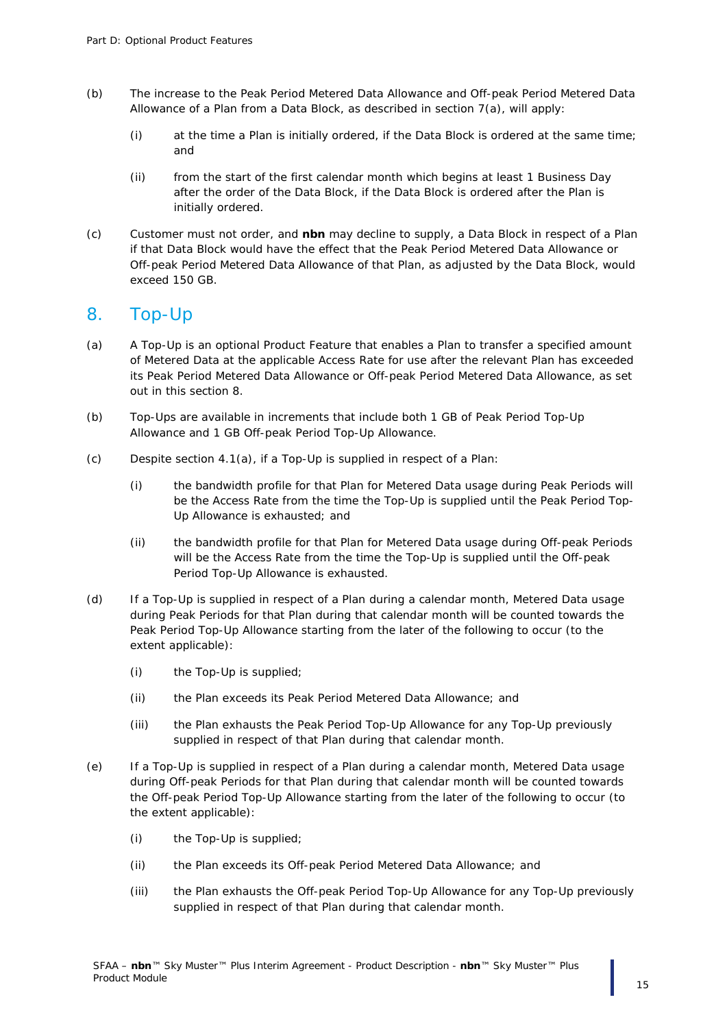(b) The increase to the Peak Period Metered Data Allowance and Off-peak Period Metered Data Allowance of a Plan from a Data Block, as described in section 7(a), will apply:

  (i) at the time a Plan is initially ordered, if the Data Block is ordered at the same time; and

  (ii) from the start of the first calendar month which begins at least 1 Business Day after the order of the Data Block, if the Data Block is ordered after the Plan is initially ordered.

(c) Customer must not order, and **nbn** may decline to supply, a Data Block in respect of a Plan if that Data Block would have the effect that the Peak Period Metered Data Allowance or Off-peak Period Metered Data Allowance of that Plan, as adjusted by the Data Block, would exceed 150 GB.

## 8. Top-Up

(a) A Top-Up is an optional Product Feature that enables a Plan to transfer a specified amount of Metered Data at the applicable Access Rate for use after the relevant Plan has exceeded its Peak Period Metered Data Allowance or Off-peak Period Metered Data Allowance, as set out in this section 8.

(b) Top-Ups are available in increments that include both 1 GB of Peak Period Top-Up Allowance and 1 GB Off-peak Period Top-Up Allowance.

(c) Despite section 4.1(a), if a Top-Up is supplied in respect of a Plan:

  (i) the bandwidth profile for that Plan for Metered Data usage during Peak Periods will be the Access Rate from the time the Top-Up is supplied until the Peak Period Top-Up Allowance is exhausted; and

  (ii) the bandwidth profile for that Plan for Metered Data usage during Off-peak Periods will be the Access Rate from the time the Top-Up is supplied until the Off-peak Period Top-Up Allowance is exhausted.

(d) If a Top-Up is supplied in respect of a Plan during a calendar month, Metered Data usage during Peak Periods for that Plan during that calendar month will be counted towards the Peak Period Top-Up Allowance starting from the later of the following to occur (to the extent applicable):

  (i) the Top-Up is supplied;

  (ii) the Plan exceeds its Peak Period Metered Data Allowance; and

  (iii) the Plan exhausts the Peak Period Top-Up Allowance for any Top-Up previously supplied in respect of that Plan during that calendar month.

(e) If a Top-Up is supplied in respect of a Plan during a calendar month, Metered Data usage during Off-peak Periods for that Plan during that calendar month will be counted towards the Off-peak Period Top-Up Allowance starting from the later of the following to occur (to the extent applicable):

  (i) the Top-Up is supplied;

  (ii) the Plan exceeds its Off-peak Period Metered Data Allowance; and

  (iii) the Plan exhausts the Off-peak Period Top-Up Allowance for any Top-Up previously supplied in respect of that Plan during that calendar month.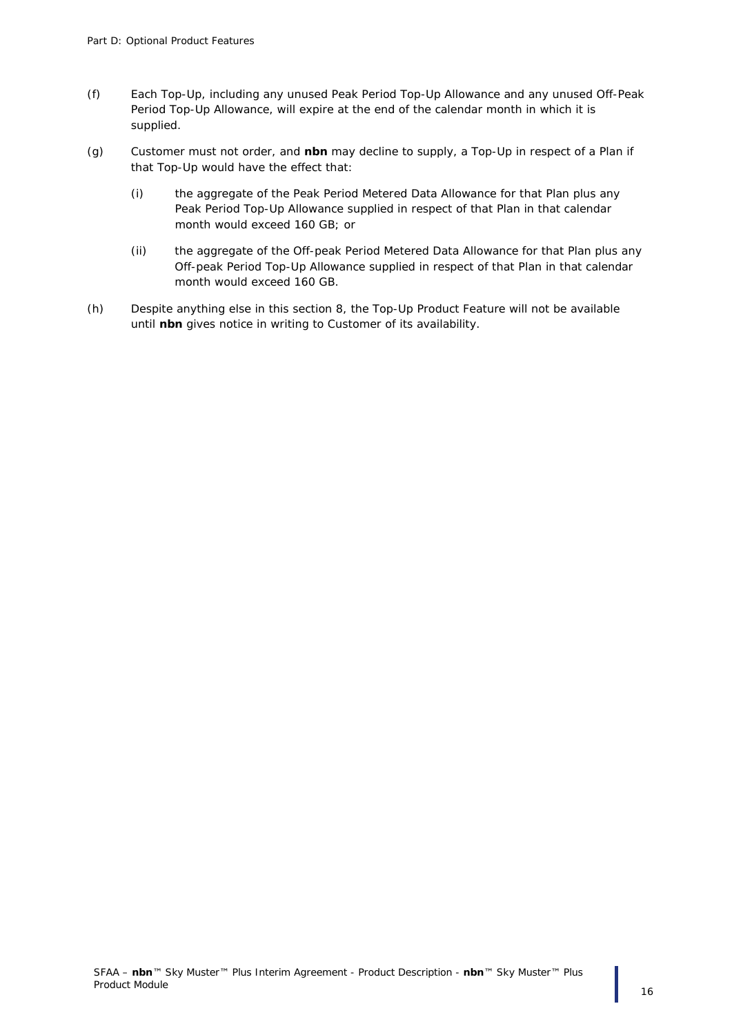(f) Each Top-Up, including any unused Peak Period Top-Up Allowance and any unused Off-Peak Period Top-Up Allowance, will expire at the end of the calendar month in which it is supplied.

(g) Customer must not order, and **nbn** may decline to supply, a Top-Up in respect of a Plan if that Top-Up would have the effect that:

    (i) the aggregate of the Peak Period Metered Data Allowance for that Plan plus any Peak Period Top-Up Allowance supplied in respect of that Plan in that calendar month would exceed 160 GB; or

    (ii) the aggregate of the Off-peak Period Metered Data Allowance for that Plan plus any Off-peak Period Top-Up Allowance supplied in respect of that Plan in that calendar month would exceed 160 GB.

(h) Despite anything else in this section 8, the Top-Up Product Feature will not be available until **nbn** gives notice in writing to Customer of its availability.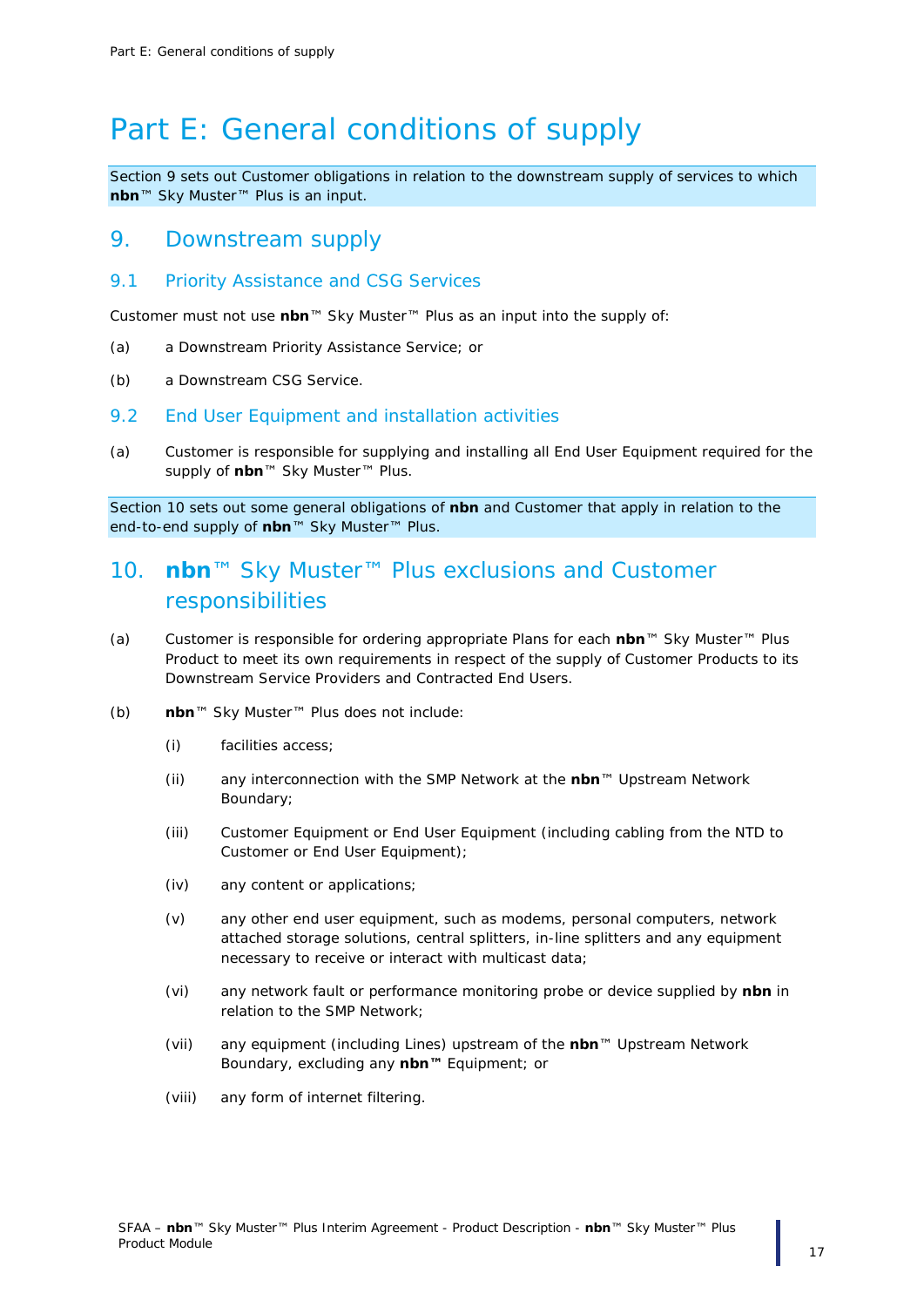# Part E: General conditions of supply

Section 9 sets out Customer obligations in relation to the downstream supply of services to which **nbn**™ Sky Muster™ Plus is an input.

## 9. Downstream supply

### 9.1 Priority Assistance and CSG Services

Customer must not use **nbn**™ Sky Muster™ Plus as an input into the supply of:

(a) a Downstream Priority Assistance Service; or

(b) a Downstream CSG Service.

### 9.2 End User Equipment and installation activities

(a) Customer is responsible for supplying and installing all End User Equipment required for the supply of **nbn**™ Sky Muster™ Plus.

Section 10 sets out some general obligations of **nbn** and Customer that apply in relation to the end-to-end supply of **nbn**™ Sky Muster™ Plus.

## 10. nbn™ Sky Muster™ Plus exclusions and Customer responsibilities

(a) Customer is responsible for ordering appropriate Plans for each **nbn**™ Sky Muster™ Plus Product to meet its own requirements in respect of the supply of Customer Products to its Downstream Service Providers and Contracted End Users.

(b) **nbn**™ Sky Muster™ Plus does not include:

  (i) facilities access;

  (ii) any interconnection with the SMP Network at the **nbn**™ Upstream Network Boundary;

  (iii) Customer Equipment or End User Equipment (including cabling from the NTD to Customer or End User Equipment);

  (iv) any content or applications;

  (v) any other end user equipment, such as modems, personal computers, network attached storage solutions, central splitters, in-line splitters and any equipment necessary to receive or interact with multicast data;

  (vi) any network fault or performance monitoring probe or device supplied by **nbn** in relation to the SMP Network;

  (vii) any equipment (including Lines) upstream of the **nbn**™ Upstream Network Boundary, excluding any **nbn™** Equipment; or

  (viii) any form of internet filtering.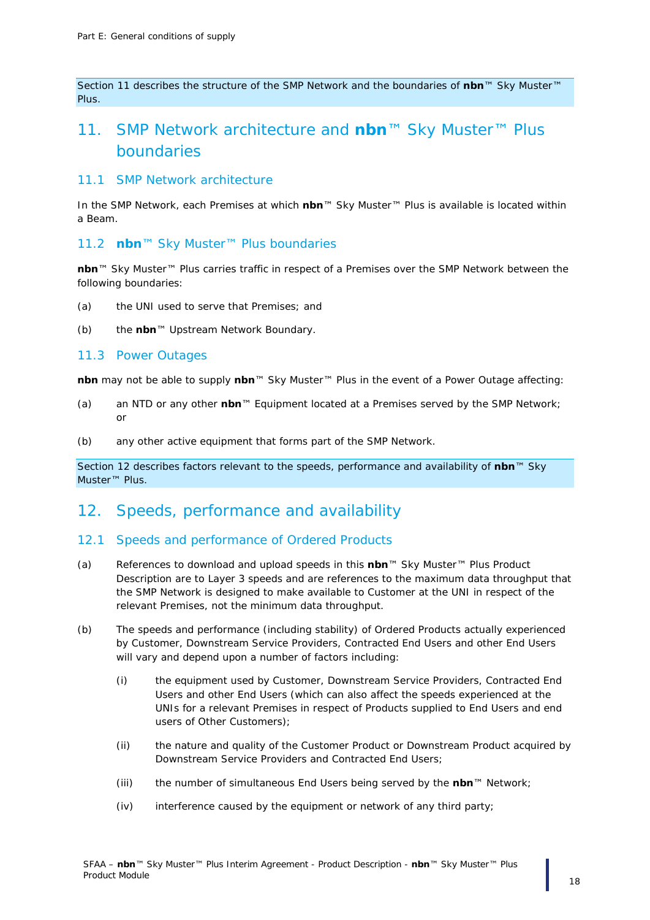Section 11 describes the structure of the SMP Network and the boundaries of **nbn**™ Sky Muster™ Plus.

# 11. SMP Network architecture and **nbn**™ Sky Muster™ Plus boundaries

## 11.1 SMP Network architecture

In the SMP Network, each Premises at which **nbn**™ Sky Muster™ Plus is available is located within a Beam.

## 11.2 **nbn**™ Sky Muster™ Plus boundaries

**nbn**™ Sky Muster™ Plus carries traffic in respect of a Premises over the SMP Network between the following boundaries:

(a) the UNI used to serve that Premises; and

(b) the **nbn**™ Upstream Network Boundary.

## 11.3 Power Outages

**nbn** may not be able to supply **nbn**™ Sky Muster™ Plus in the event of a Power Outage affecting:

(a) an NTD or any other **nbn**™ Equipment located at a Premises served by the SMP Network; or

(b) any other active equipment that forms part of the SMP Network.

Section 12 describes factors relevant to the speeds, performance and availability of **nbn**™ Sky Muster™ Plus.

# 12. Speeds, performance and availability

## 12.1 Speeds and performance of Ordered Products

(a) References to download and upload speeds in this **nbn**™ Sky Muster™ Plus Product Description are to Layer 3 speeds and are references to the maximum data throughput that the SMP Network is designed to make available to Customer at the UNI in respect of the relevant Premises, not the minimum data throughput.

(b) The speeds and performance (including stability) of Ordered Products actually experienced by Customer, Downstream Service Providers, Contracted End Users and other End Users will vary and depend upon a number of factors including:

 (i) the equipment used by Customer, Downstream Service Providers, Contracted End Users and other End Users (which can also affect the speeds experienced at the UNIs for a relevant Premises in respect of Products supplied to End Users and end users of Other Customers);

 (ii) the nature and quality of the Customer Product or Downstream Product acquired by Downstream Service Providers and Contracted End Users;

 (iii) the number of simultaneous End Users being served by the **nbn**™ Network;

 (iv) interference caused by the equipment or network of any third party;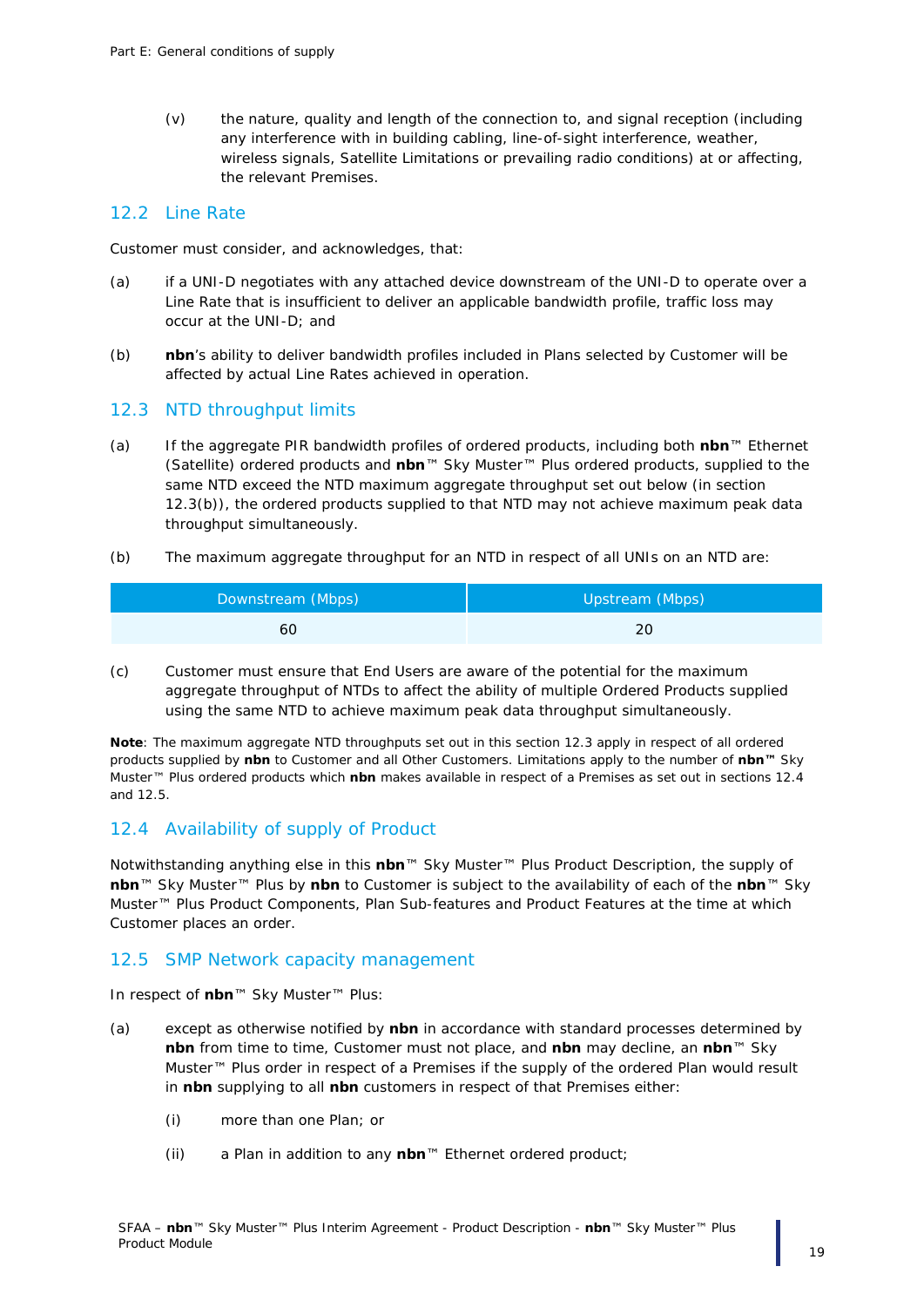(v) the nature, quality and length of the connection to, and signal reception (including any interference with in building cabling, line-of-sight interference, weather, wireless signals, Satellite Limitations or prevailing radio conditions) at or affecting, the relevant Premises.

## 12.2 Line Rate

Customer must consider, and acknowledges, that:

(a) if a UNI-D negotiates with any attached device downstream of the UNI-D to operate over a Line Rate that is insufficient to deliver an applicable bandwidth profile, traffic loss may occur at the UNI-D; and

(b) **nbn**'s ability to deliver bandwidth profiles included in Plans selected by Customer will be affected by actual Line Rates achieved in operation.

## 12.3 NTD throughput limits

(a) If the aggregate PIR bandwidth profiles of ordered products, including both **nbn**™ Ethernet (Satellite) ordered products and **nbn**™ Sky Muster™ Plus ordered products, supplied to the same NTD exceed the NTD maximum aggregate throughput set out below (in section 12.3(b)), the ordered products supplied to that NTD may not achieve maximum peak data throughput simultaneously.

(b) The maximum aggregate throughput for an NTD in respect of all UNIs on an NTD are:

| Downstream (Mbps) | Upstream (Mbps) |
|---|---|
| 60 | 20 |

(c) Customer must ensure that End Users are aware of the potential for the maximum aggregate throughput of NTDs to affect the ability of multiple Ordered Products supplied using the same NTD to achieve maximum peak data throughput simultaneously.

**Note**: The maximum aggregate NTD throughputs set out in this section 12.3 apply in respect of all ordered products supplied by **nbn** to Customer and all Other Customers. Limitations apply to the number of **nbn™** Sky Muster™ Plus ordered products which **nbn** makes available in respect of a Premises as set out in sections 12.4 and 12.5.

## 12.4 Availability of supply of Product

Notwithstanding anything else in this **nbn**™ Sky Muster™ Plus Product Description, the supply of **nbn**™ Sky Muster™ Plus by **nbn** to Customer is subject to the availability of each of the **nbn**™ Sky Muster™ Plus Product Components, Plan Sub-features and Product Features at the time at which Customer places an order.

## 12.5 SMP Network capacity management

In respect of **nbn**™ Sky Muster™ Plus:

(a) except as otherwise notified by **nbn** in accordance with standard processes determined by **nbn** from time to time, Customer must not place, and **nbn** may decline, an **nbn**™ Sky Muster™ Plus order in respect of a Premises if the supply of the ordered Plan would result in **nbn** supplying to all **nbn** customers in respect of that Premises either:

(i) more than one Plan; or

(ii) a Plan in addition to any **nbn**™ Ethernet ordered product;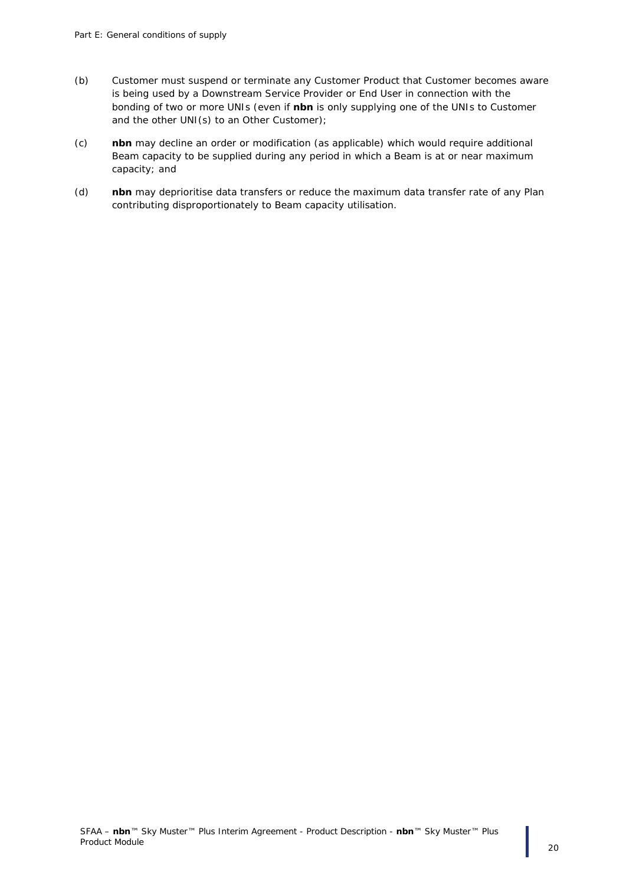(b) Customer must suspend or terminate any Customer Product that Customer becomes aware is being used by a Downstream Service Provider or End User in connection with the bonding of two or more UNIs (even if **nbn** is only supplying one of the UNIs to Customer and the other UNI(s) to an Other Customer);

(c) **nbn** may decline an order or modification (as applicable) which would require additional Beam capacity to be supplied during any period in which a Beam is at or near maximum capacity; and

(d) **nbn** may deprioritise data transfers or reduce the maximum data transfer rate of any Plan contributing disproportionately to Beam capacity utilisation.